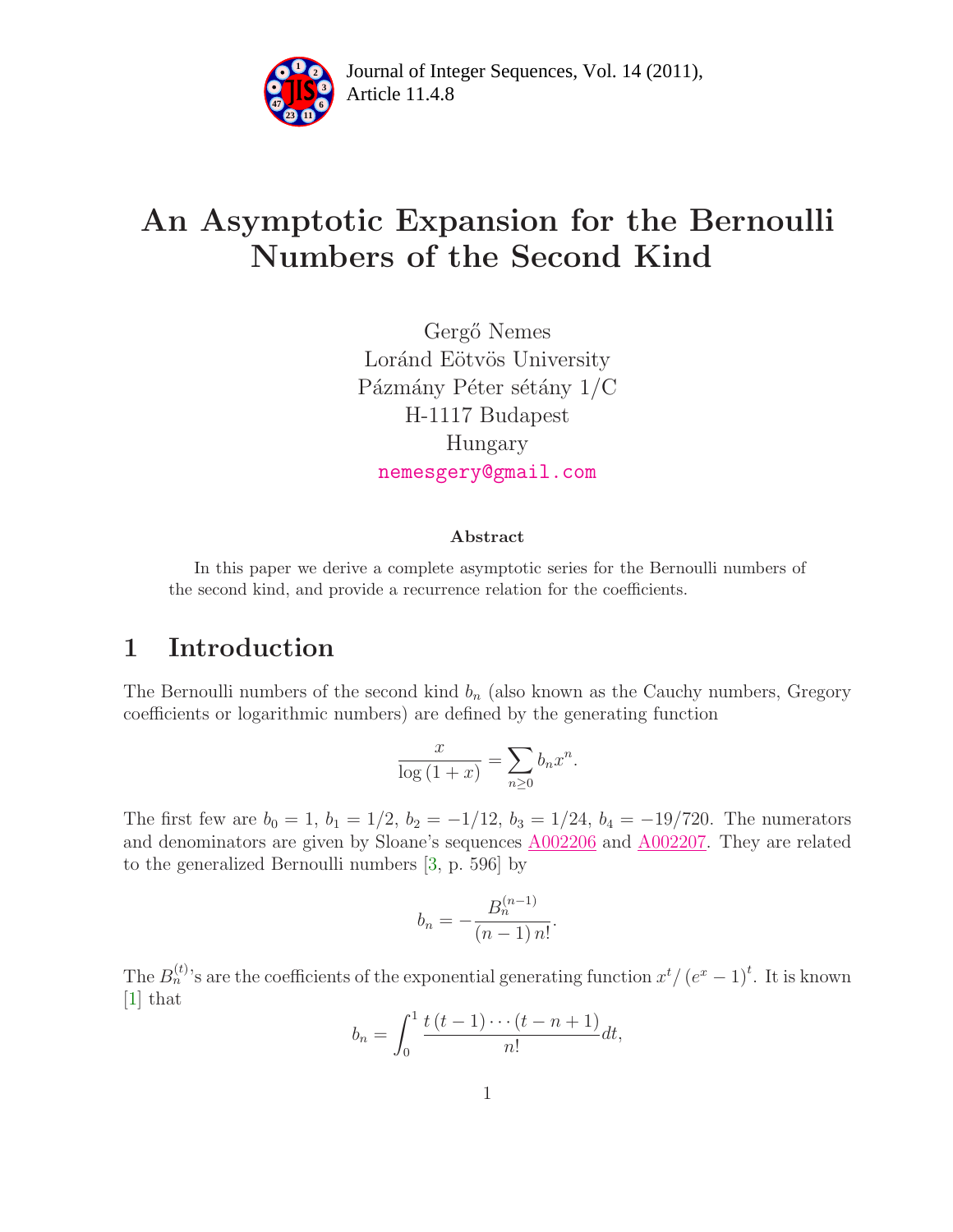# An Asymptotic Expansion for the Bernoulli Numbers of the Second Kind

Gergő Nemes
Loránd Eötvös University
Pázmány Péter sétány 1/C
H-1117 Budapest
Hungary
nemesgery@gmail.com

### Abstract

In this paper we derive a complete asymptotic series for the Bernoulli numbers of the second kind, and provide a recurrence relation for the coefficients.

## 1 Introduction

The Bernoulli numbers of the second kind $b_n$ (also known as the Cauchy numbers, Gregory coefficients or logarithmic numbers) are defined by the generating function

$$\frac{x}{\log(1+x)} = \sum_{n \geq 0} b_n x^n.$$

The first few are $b_0 = 1$, $b_1 = 1/2$, $b_2 = -1/12$, $b_3 = 1/24$, $b_4 = -19/720$. The numerators and denominators are given by Sloane's sequences A002206 and A002207. They are related to the generalized Bernoulli numbers [3, p. 596] by

$$b_n = -\frac{B_n^{(n-1)}}{(n-1)\, n!}.$$

The $B_n^{(t)}$'s are the coefficients of the exponential generating function $x^t / (e^x - 1)^t$. It is known [1] that

$$b_n = \int_0^1 \frac{t(t-1)\cdots(t-n+1)}{n!} dt,$$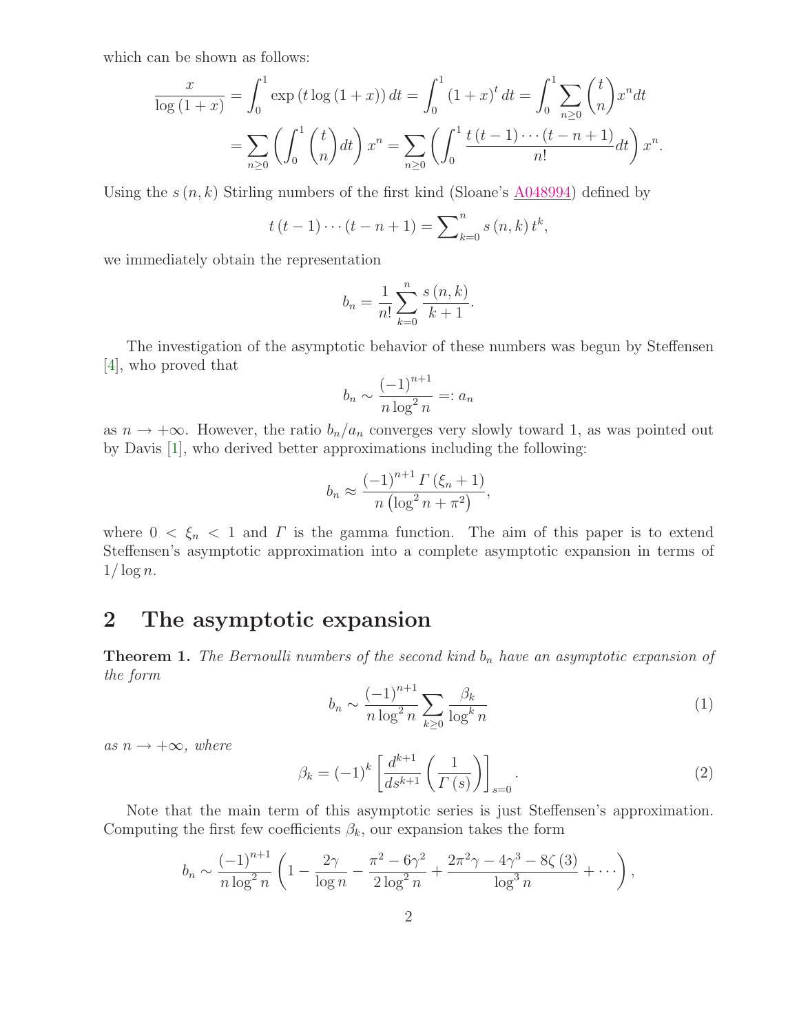which can be shown as follows:

$$\frac{x}{\log(1+x)} = \int_0^1 \exp(t\log(1+x))\,dt = \int_0^1 (1+x)^t\,dt = \int_0^1 \sum_{n\geq 0}\binom{t}{n}x^n dt$$
$$= \sum_{n\geq 0}\left(\int_0^1 \binom{t}{n}dt\right)x^n = \sum_{n\geq 0}\left(\int_0^1 \frac{t(t-1)\cdots(t-n+1)}{n!}dt\right)x^n.$$

Using the $s(n,k)$ Stirling numbers of the first kind (Sloane's A048994) defined by

$$t(t-1)\cdots(t-n+1) = \sum\nolimits_{k=0}^{n} s(n,k)\,t^k,$$

we immediately obtain the representation

$$b_n = \frac{1}{n!}\sum_{k=0}^{n}\frac{s(n,k)}{k+1}.$$

The investigation of the asymptotic behavior of these numbers was begun by Steffensen [4], who proved that

$$b_n \sim \frac{(-1)^{n+1}}{n\log^2 n} =: a_n$$

as $n \to +\infty$. However, the ratio $b_n/a_n$ converges very slowly toward 1, as was pointed out by Davis [1], who derived better approximations including the following:

$$b_n \approx \frac{(-1)^{n+1}\,\Gamma(\xi_n+1)}{n\left(\log^2 n + \pi^2\right)},$$

where $0 < \xi_n < 1$ and $\Gamma$ is the gamma function. The aim of this paper is to extend Steffensen's asymptotic approximation into a complete asymptotic expansion in terms of $1/\log n$.

## 2 The asymptotic expansion

**Theorem 1.** *The Bernoulli numbers of the second kind $b_n$ have an asymptotic expansion of the form*

$$b_n \sim \frac{(-1)^{n+1}}{n\log^2 n}\sum_{k\geq 0}\frac{\beta_k}{\log^k n} \tag{1}$$

*as $n \to +\infty$, where*

$$\beta_k = (-1)^k\left[\frac{d^{k+1}}{ds^{k+1}}\left(\frac{1}{\Gamma(s)}\right)\right]_{s=0}. \tag{2}$$

Note that the main term of this asymptotic series is just Steffensen's approximation. Computing the first few coefficients $\beta_k$, our expansion takes the form

$$b_n \sim \frac{(-1)^{n+1}}{n\log^2 n}\left(1 - \frac{2\gamma}{\log n} - \frac{\pi^2 - 6\gamma^2}{2\log^2 n} + \frac{2\pi^2\gamma - 4\gamma^3 - 8\zeta(3)}{\log^3 n} + \cdots\right),$$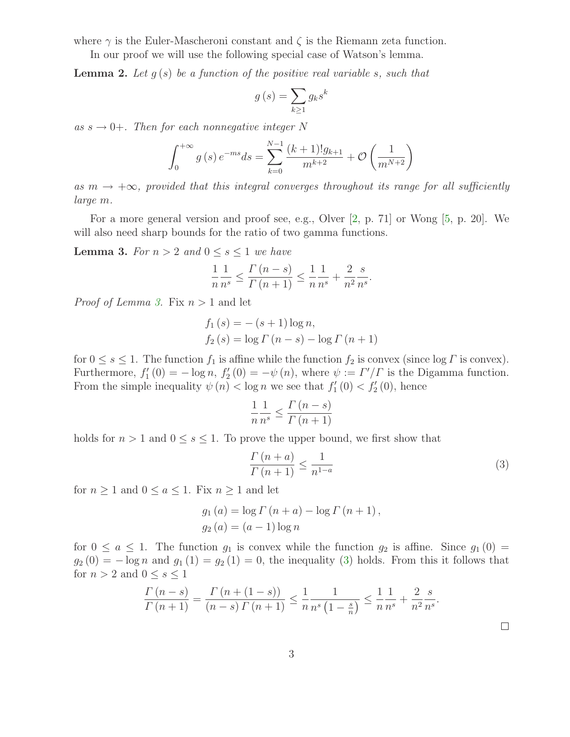where $\gamma$ is the Euler-Mascheroni constant and $\zeta$ is the Riemann zeta function.

In our proof we will use the following special case of Watson's lemma.

**Lemma 2.** *Let $g(s)$ be a function of the positive real variable $s$, such that*

$$g(s) = \sum_{k\geq 1} g_k s^k$$

*as $s \to 0+$. Then for each nonnegative integer $N$*

$$\int_0^{+\infty} g(s)\, e^{-ms} ds = \sum_{k=0}^{N-1} \frac{(k+1)!g_{k+1}}{m^{k+2}} + \mathcal{O}\left(\frac{1}{m^{N+2}}\right)$$

*as $m \to +\infty$, provided that this integral converges throughout its range for all sufficiently large $m$.*

For a more general version and proof see, e.g., Olver [2, p. 71] or Wong [5, p. 20]. We will also need sharp bounds for the ratio of two gamma functions.

**Lemma 3.** *For $n > 2$ and $0 \leq s \leq 1$ we have*

$$\frac{1}{n}\frac{1}{n^s} \leq \frac{\Gamma(n-s)}{\Gamma(n+1)} \leq \frac{1}{n}\frac{1}{n^s} + \frac{2}{n^2}\frac{s}{n^s}.$$

*Proof of Lemma 3.* Fix $n > 1$ and let

$$f_1(s) = -(s+1)\log n,$$
$$f_2(s) = \log \Gamma(n-s) - \log \Gamma(n+1)$$

for $0 \leq s \leq 1$. The function $f_1$ is affine while the function $f_2$ is convex (since $\log \Gamma$ is convex). Furthermore, $f_1'(0) = -\log n$, $f_2'(0) = -\psi(n)$, where $\psi := \Gamma'/\Gamma$ is the Digamma function. From the simple inequality $\psi(n) < \log n$ we see that $f_1'(0) < f_2'(0)$, hence

$$\frac{1}{n}\frac{1}{n^s} \leq \frac{\Gamma(n-s)}{\Gamma(n+1)}$$

holds for $n > 1$ and $0 \leq s \leq 1$. To prove the upper bound, we first show that

$$\frac{\Gamma(n+a)}{\Gamma(n+1)} \leq \frac{1}{n^{1-a}} \tag{3}$$

for $n \geq 1$ and $0 \leq a \leq 1$. Fix $n \geq 1$ and let

$$g_1(a) = \log \Gamma(n+a) - \log \Gamma(n+1),$$
$$g_2(a) = (a-1)\log n$$

for $0 \leq a \leq 1$. The function $g_1$ is convex while the function $g_2$ is affine. Since $g_1(0) = g_2(0) = -\log n$ and $g_1(1) = g_2(1) = 0$, the inequality (3) holds. From this it follows that for $n > 2$ and $0 \leq s \leq 1$

$$\frac{\Gamma(n-s)}{\Gamma(n+1)} = \frac{\Gamma(n+(1-s))}{(n-s)\,\Gamma(n+1)} \leq \frac{1}{n}\frac{1}{n^s\left(1-\frac{s}{n}\right)} \leq \frac{1}{n}\frac{1}{n^s} + \frac{2}{n^2}\frac{s}{n^s}.$$

□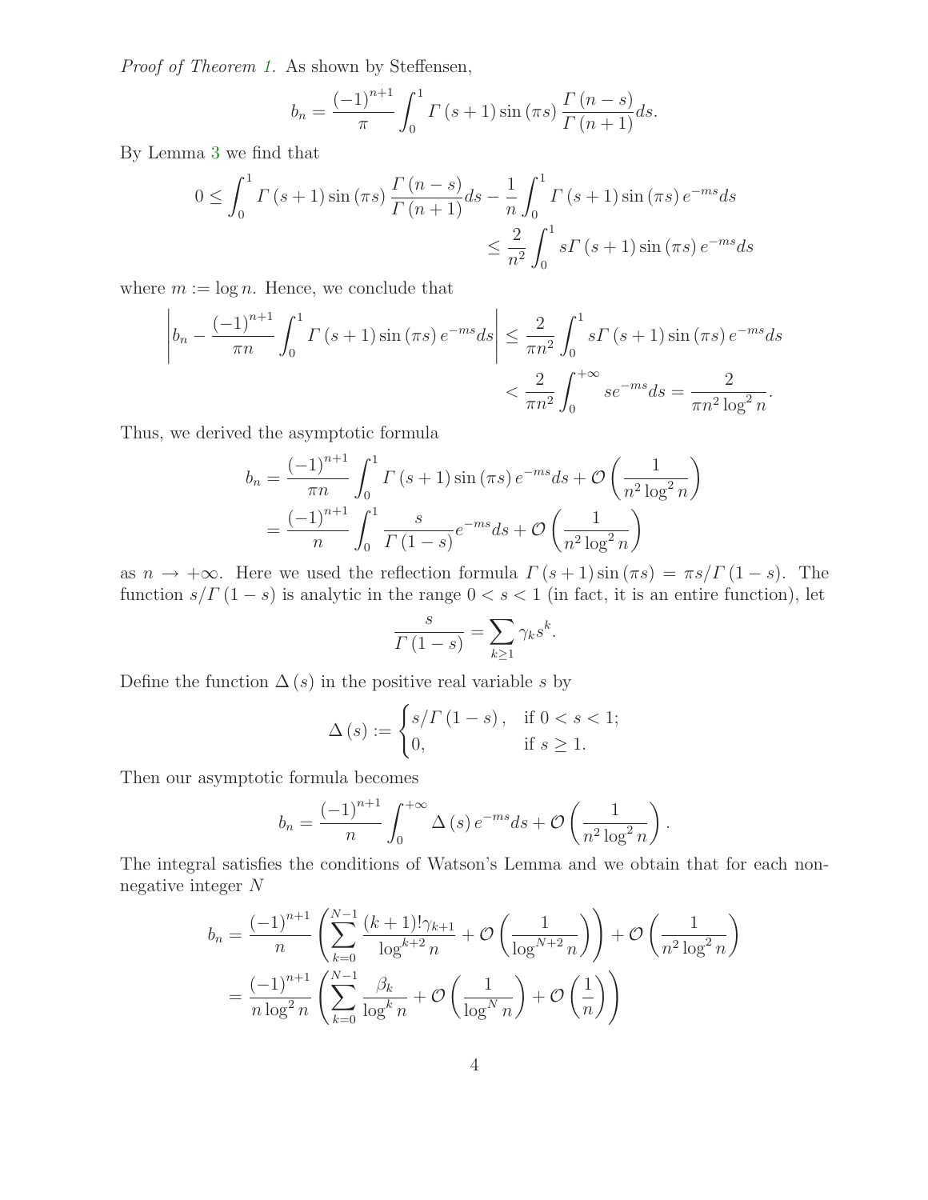*Proof of Theorem 1.* As shown by Steffensen,

$$b_n = \frac{(-1)^{n+1}}{\pi} \int_0^1 \Gamma(s+1) \sin(\pi s) \frac{\Gamma(n-s)}{\Gamma(n+1)} ds.$$

By Lemma 3 we find that

$$0 \leq \int_0^1 \Gamma(s+1) \sin(\pi s) \frac{\Gamma(n-s)}{\Gamma(n+1)} ds - \frac{1}{n} \int_0^1 \Gamma(s+1) \sin(\pi s) e^{-ms} ds \\ \leq \frac{2}{n^2} \int_0^1 s\Gamma(s+1) \sin(\pi s) e^{-ms} ds$$

where $m := \log n$. Hence, we conclude that

$$\left| b_n - \frac{(-1)^{n+1}}{\pi n} \int_0^1 \Gamma(s+1) \sin(\pi s) e^{-ms} ds \right| \leq \frac{2}{\pi n^2} \int_0^1 s\Gamma(s+1) \sin(\pi s) e^{-ms} ds \\ < \frac{2}{\pi n^2} \int_0^{+\infty} s e^{-ms} ds = \frac{2}{\pi n^2 \log^2 n}.$$

Thus, we derived the asymptotic formula

$$b_n = \frac{(-1)^{n+1}}{\pi n} \int_0^1 \Gamma(s+1) \sin(\pi s) e^{-ms} ds + \mathcal{O}\left( \frac{1}{n^2 \log^2 n} \right) \\ = \frac{(-1)^{n+1}}{n} \int_0^1 \frac{s}{\Gamma(1-s)} e^{-ms} ds + \mathcal{O}\left( \frac{1}{n^2 \log^2 n} \right)$$

as $n \to +\infty$. Here we used the reflection formula $\Gamma(s+1) \sin(\pi s) = \pi s / \Gamma(1-s)$. The function $s/\Gamma(1-s)$ is analytic in the range $0 < s < 1$ (in fact, it is an entire function), let

$$\frac{s}{\Gamma(1-s)} = \sum_{k \geq 1} \gamma_k s^k.$$

Define the function $\Delta(s)$ in the positive real variable $s$ by

$$\Delta(s) := \begin{cases} s/\Gamma(1-s), & \text{if } 0 < s < 1; \\ 0, & \text{if } s \geq 1. \end{cases}$$

Then our asymptotic formula becomes

$$b_n = \frac{(-1)^{n+1}}{n} \int_0^{+\infty} \Delta(s) e^{-ms} ds + \mathcal{O}\left( \frac{1}{n^2 \log^2 n} \right).$$

The integral satisfies the conditions of Watson's Lemma and we obtain that for each non-negative integer $N$

$$b_n = \frac{(-1)^{n+1}}{n} \left( \sum_{k=0}^{N-1} \frac{(k+1)!\gamma_{k+1}}{\log^{k+2} n} + \mathcal{O}\left( \frac{1}{\log^{N+2} n} \right) \right) + \mathcal{O}\left( \frac{1}{n^2 \log^2 n} \right) \\ = \frac{(-1)^{n+1}}{n \log^2 n} \left( \sum_{k=0}^{N-1} \frac{\beta_k}{\log^k n} + \mathcal{O}\left( \frac{1}{\log^N n} \right) + \mathcal{O}\left( \frac{1}{n} \right) \right)$$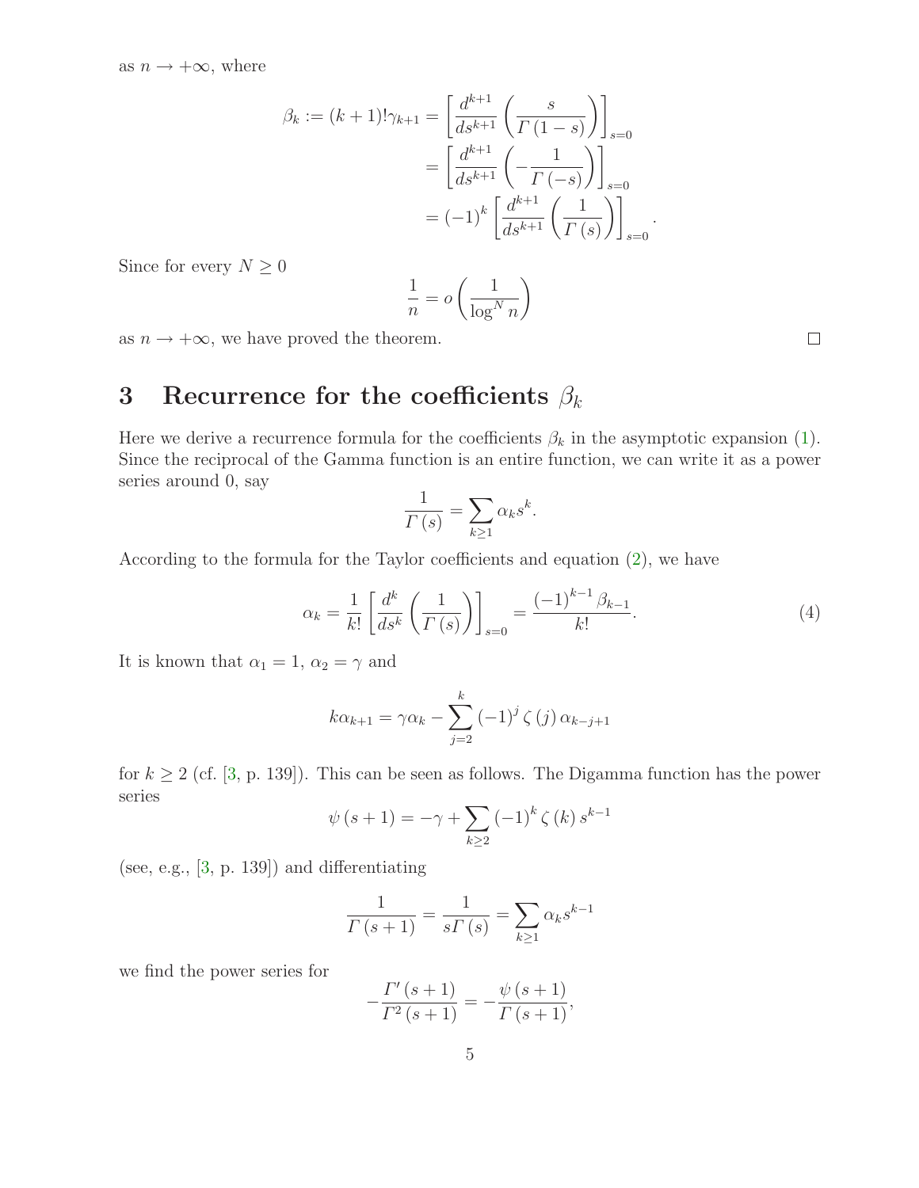as $n \to +\infty$, where

$$\beta_k := (k+1)!\gamma_{k+1} = \left[\frac{d^{k+1}}{ds^{k+1}}\left(\frac{s}{\Gamma(1-s)}\right)\right]_{s=0}$$
$$= \left[\frac{d^{k+1}}{ds^{k+1}}\left(-\frac{1}{\Gamma(-s)}\right)\right]_{s=0}$$
$$= (-1)^k \left[\frac{d^{k+1}}{ds^{k+1}}\left(\frac{1}{\Gamma(s)}\right)\right]_{s=0}.$$

Since for every $N \geq 0$

$$\frac{1}{n} = o\left(\frac{1}{\log^N n}\right)$$

as $n \to +\infty$, we have proved the theorem. $\square$

## 3 Recurrence for the coefficients $\beta_k$

Here we derive a recurrence formula for the coefficients $\beta_k$ in the asymptotic expansion (1). Since the reciprocal of the Gamma function is an entire function, we can write it as a power series around 0, say

$$\frac{1}{\Gamma(s)} = \sum_{k \geq 1} \alpha_k s^k.$$

According to the formula for the Taylor coefficients and equation (2), we have

$$\alpha_k = \frac{1}{k!}\left[\frac{d^k}{ds^k}\left(\frac{1}{\Gamma(s)}\right)\right]_{s=0} = \frac{(-1)^{k-1}\beta_{k-1}}{k!}. \tag{4}$$

It is known that $\alpha_1 = 1$, $\alpha_2 = \gamma$ and

$$k\alpha_{k+1} = \gamma\alpha_k - \sum_{j=2}^{k}(-1)^j \zeta(j)\,\alpha_{k-j+1}$$

for $k \geq 2$ (cf. [3, p. 139]). This can be seen as follows. The Digamma function has the power series

$$\psi(s+1) = -\gamma + \sum_{k \geq 2}(-1)^k \zeta(k)\, s^{k-1}$$

(see, e.g., [3, p. 139]) and differentiating

$$\frac{1}{\Gamma(s+1)} = \frac{1}{s\Gamma(s)} = \sum_{k \geq 1}\alpha_k s^{k-1}$$

we find the power series for

$$-\frac{\Gamma'(s+1)}{\Gamma^2(s+1)} = -\frac{\psi(s+1)}{\Gamma(s+1)},$$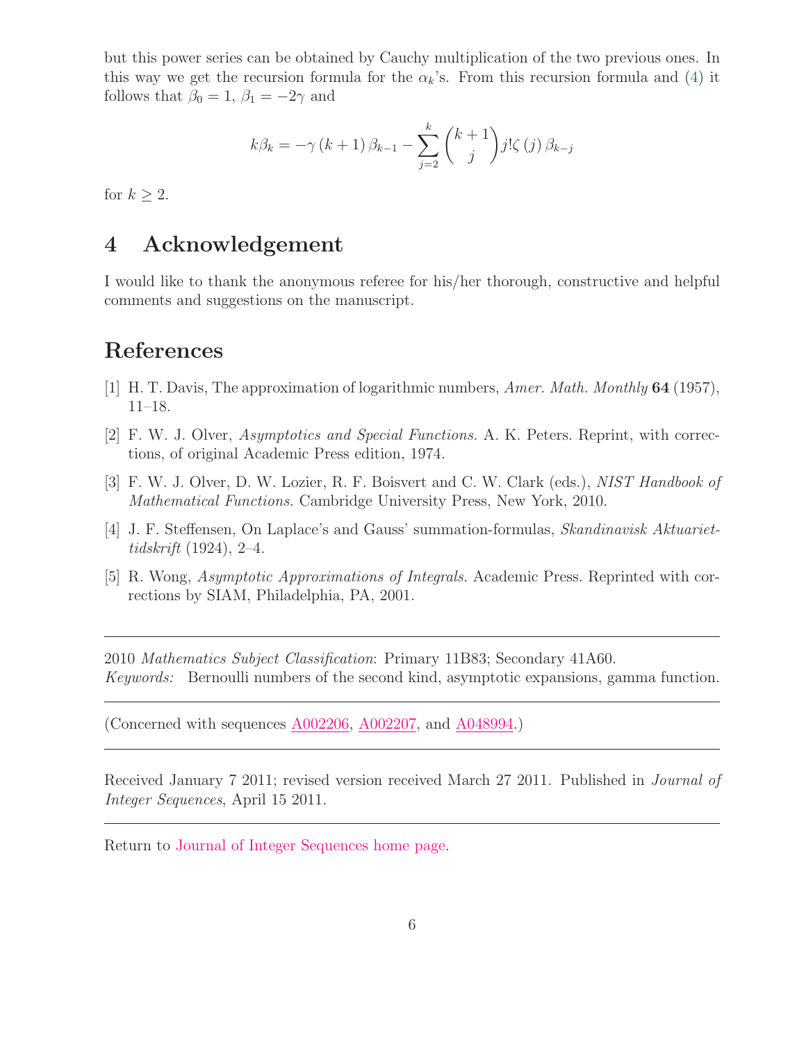but this power series can be obtained by Cauchy multiplication of the two previous ones. In this way we get the recursion formula for the $\alpha_k$'s. From this recursion formula and (4) it follows that $\beta_0 = 1$, $\beta_1 = -2\gamma$ and

$$k\beta_k = -\gamma\,(k+1)\,\beta_{k-1} - \sum_{j=2}^{k} \binom{k+1}{j} j!\zeta\,(j)\,\beta_{k-j}$$

for $k \geq 2$.

# 4 Acknowledgement

I would like to thank the anonymous referee for his/her thorough, constructive and helpful comments and suggestions on the manuscript.

# References

[1] H. T. Davis, The approximation of logarithmic numbers, *Amer. Math. Monthly* **64** (1957), 11–18.

[2] F. W. J. Olver, *Asymptotics and Special Functions.* A. K. Peters. Reprint, with corrections, of original Academic Press edition, 1974.

[3] F. W. J. Olver, D. W. Lozier, R. F. Boisvert and C. W. Clark (eds.), *NIST Handbook of Mathematical Functions.* Cambridge University Press, New York, 2010.

[4] J. F. Steffensen, On Laplace's and Gauss' summation-formulas, *Skandinavisk Aktuarietidskrift* (1924), 2–4.

[5] R. Wong, *Asymptotic Approximations of Integrals.* Academic Press. Reprinted with corrections by SIAM, Philadelphia, PA, 2001.

---

2010 *Mathematics Subject Classification*: Primary 11B83; Secondary 41A60.
*Keywords:* Bernoulli numbers of the second kind, asymptotic expansions, gamma function.

---

(Concerned with sequences A002206, A002207, and A048994.)

---

Received January 7 2011; revised version received March 27 2011. Published in *Journal of Integer Sequences*, April 15 2011.

---

Return to Journal of Integer Sequences home page.